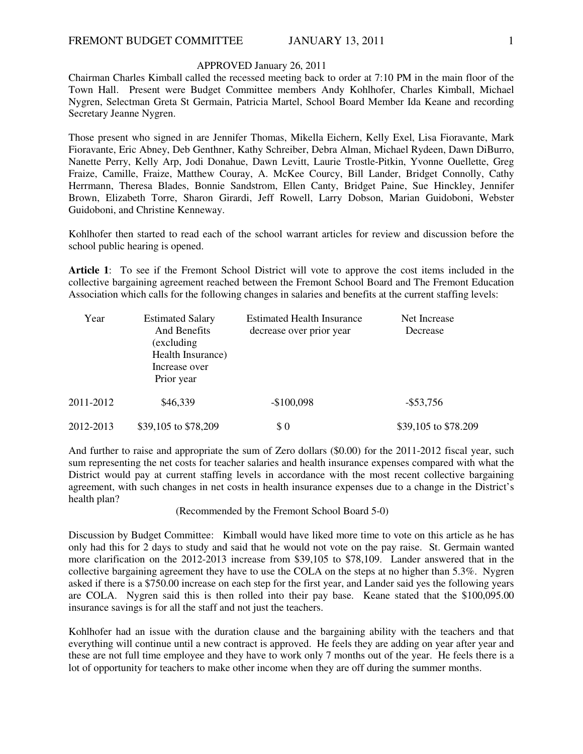APPROVED January 26, 2011

Chairman Charles Kimball called the recessed meeting back to order at 7:10 PM in the main floor of the Town Hall. Present were Budget Committee members Andy Kohlhofer, Charles Kimball, Michael Nygren, Selectman Greta St Germain, Patricia Martel, School Board Member Ida Keane and recording Secretary Jeanne Nygren.

Those present who signed in are Jennifer Thomas, Mikella Eichern, Kelly Exel, Lisa Fioravante, Mark Fioravante, Eric Abney, Deb Genthner, Kathy Schreiber, Debra Alman, Michael Rydeen, Dawn DiBurro, Nanette Perry, Kelly Arp, Jodi Donahue, Dawn Levitt, Laurie Trostle-Pitkin, Yvonne Ouellette, Greg Fraize, Camille, Fraize, Matthew Couray, A. McKee Courcy, Bill Lander, Bridget Connolly, Cathy Herrmann, Theresa Blades, Bonnie Sandstrom, Ellen Canty, Bridget Paine, Sue Hinckley, Jennifer Brown, Elizabeth Torre, Sharon Girardi, Jeff Rowell, Larry Dobson, Marian Guidoboni, Webster Guidoboni, and Christine Kenneway.

Kohlhofer then started to read each of the school warrant articles for review and discussion before the school public hearing is opened.

**Article 1**: To see if the Fremont School District will vote to approve the cost items included in the collective bargaining agreement reached between the Fremont School Board and The Fremont Education Association which calls for the following changes in salaries and benefits at the current staffing levels:

| Year | Estimated Salary And Benefits (excluding Health Insurance) Increase over Prior year | Estimated Health Insurance decrease over prior year | Net Increase Decrease |
|---|---|---|---|
| 2011-2012 | $46,339 | -$100,098 | -$53,756 |
| 2012-2013 | $39,105 to $78,209 | $ 0 | $39,105 to $78.209 |

And further to raise and appropriate the sum of Zero dollars ($0.00) for the 2011-2012 fiscal year, such sum representing the net costs for teacher salaries and health insurance expenses compared with what the District would pay at current staffing levels in accordance with the most recent collective bargaining agreement, with such changes in net costs in health insurance expenses due to a change in the District's health plan?

(Recommended by the Fremont School Board 5-0)

Discussion by Budget Committee: Kimball would have liked more time to vote on this article as he has only had this for 2 days to study and said that he would not vote on the pay raise. St. Germain wanted more clarification on the 2012-2013 increase from $39,105 to $78,109. Lander answered that in the collective bargaining agreement they have to use the COLA on the steps at no higher than 5.3%. Nygren asked if there is a $750.00 increase on each step for the first year, and Lander said yes the following years are COLA. Nygren said this is then rolled into their pay base. Keane stated that the $100,095.00 insurance savings is for all the staff and not just the teachers.

Kohlhofer had an issue with the duration clause and the bargaining ability with the teachers and that everything will continue until a new contract is approved. He feels they are adding on year after year and these are not full time employee and they have to work only 7 months out of the year. He feels there is a lot of opportunity for teachers to make other income when they are off during the summer months.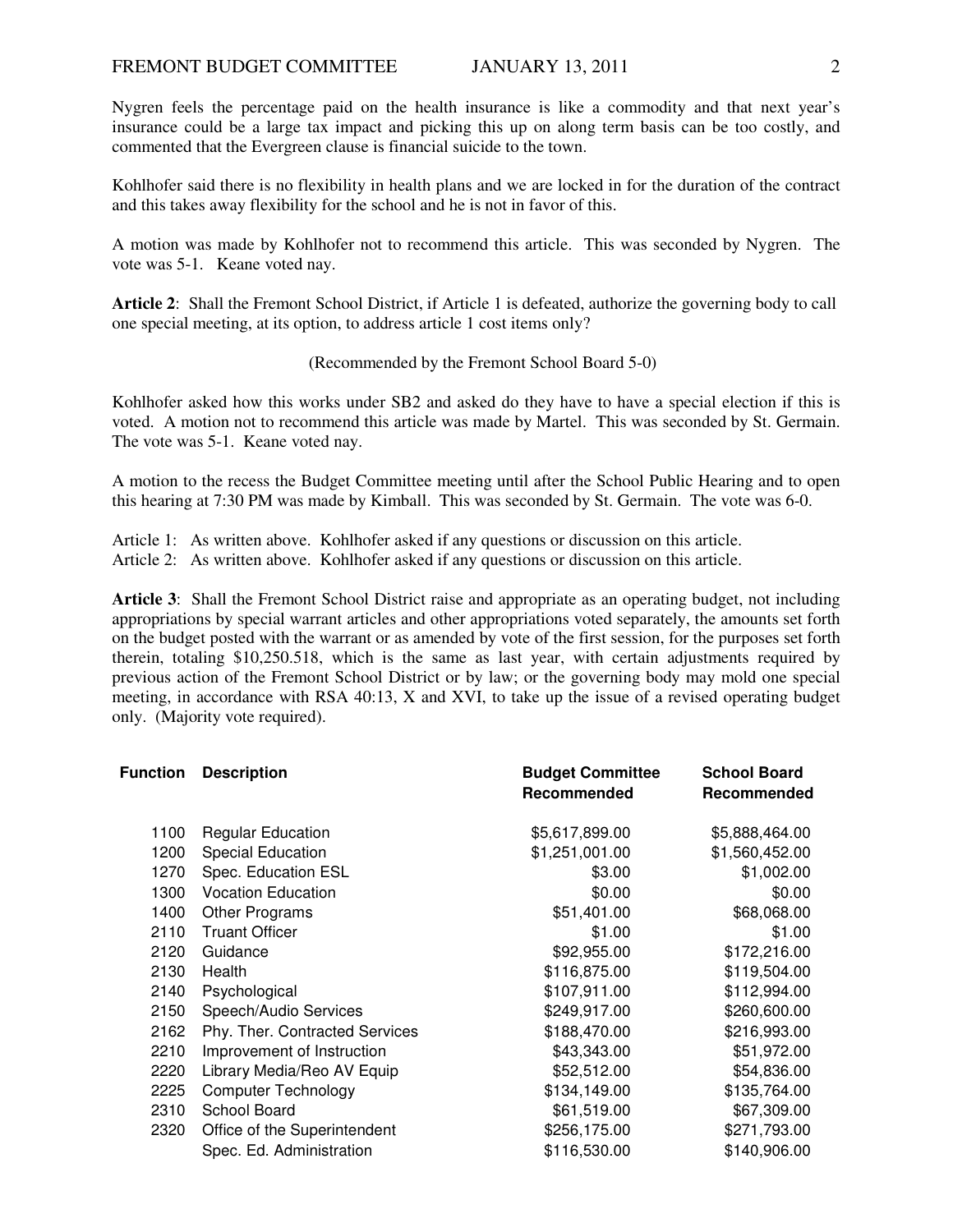Nygren feels the percentage paid on the health insurance is like a commodity and that next year's insurance could be a large tax impact and picking this up on along term basis can be too costly, and commented that the Evergreen clause is financial suicide to the town.

Kohlhofer said there is no flexibility in health plans and we are locked in for the duration of the contract and this takes away flexibility for the school and he is not in favor of this.

A motion was made by Kohlhofer not to recommend this article. This was seconded by Nygren. The vote was 5-1. Keane voted nay.

**Article 2**: Shall the Fremont School District, if Article 1 is defeated, authorize the governing body to call one special meeting, at its option, to address article 1 cost items only?

(Recommended by the Fremont School Board 5-0)

Kohlhofer asked how this works under SB2 and asked do they have to have a special election if this is voted. A motion not to recommend this article was made by Martel. This was seconded by St. Germain. The vote was 5-1. Keane voted nay.

A motion to the recess the Budget Committee meeting until after the School Public Hearing and to open this hearing at 7:30 PM was made by Kimball. This was seconded by St. Germain. The vote was 6-0.

Article 1: As written above. Kohlhofer asked if any questions or discussion on this article.
Article 2: As written above. Kohlhofer asked if any questions or discussion on this article.

**Article 3**: Shall the Fremont School District raise and appropriate as an operating budget, not including appropriations by special warrant articles and other appropriations voted separately, the amounts set forth on the budget posted with the warrant or as amended by vote of the first session, for the purposes set forth therein, totaling $10,250.518, which is the same as last year, with certain adjustments required by previous action of the Fremont School District or by law; or the governing body may mold one special meeting, in accordance with RSA 40:13, X and XVI, to take up the issue of a revised operating budget only. (Majority vote required).

| Function | Description | Budget Committee Recommended | School Board Recommended |
|---|---|---|---|
| 1100 | Regular Education | $5,617,899.00 | $5,888,464.00 |
| 1200 | Special Education | $1,251,001.00 | $1,560,452.00 |
| 1270 | Spec. Education ESL | $3.00 | $1,002.00 |
| 1300 | Vocation Education | $0.00 | $0.00 |
| 1400 | Other Programs | $51,401.00 | $68,068.00 |
| 2110 | Truant Officer | $1.00 | $1.00 |
| 2120 | Guidance | $92,955.00 | $172,216.00 |
| 2130 | Health | $116,875.00 | $119,504.00 |
| 2140 | Psychological | $107,911.00 | $112,994.00 |
| 2150 | Speech/Audio Services | $249,917.00 | $260,600.00 |
| 2162 | Phy. Ther. Contracted Services | $188,470.00 | $216,993.00 |
| 2210 | Improvement of Instruction | $43,343.00 | $51,972.00 |
| 2220 | Library Media/Reo AV Equip | $52,512.00 | $54,836.00 |
| 2225 | Computer Technology | $134,149.00 | $135,764.00 |
| 2310 | School Board | $61,519.00 | $67,309.00 |
| 2320 | Office of the Superintendent | $256,175.00 | $271,793.00 |
| | Spec. Ed. Administration | $116,530.00 | $140,906.00 |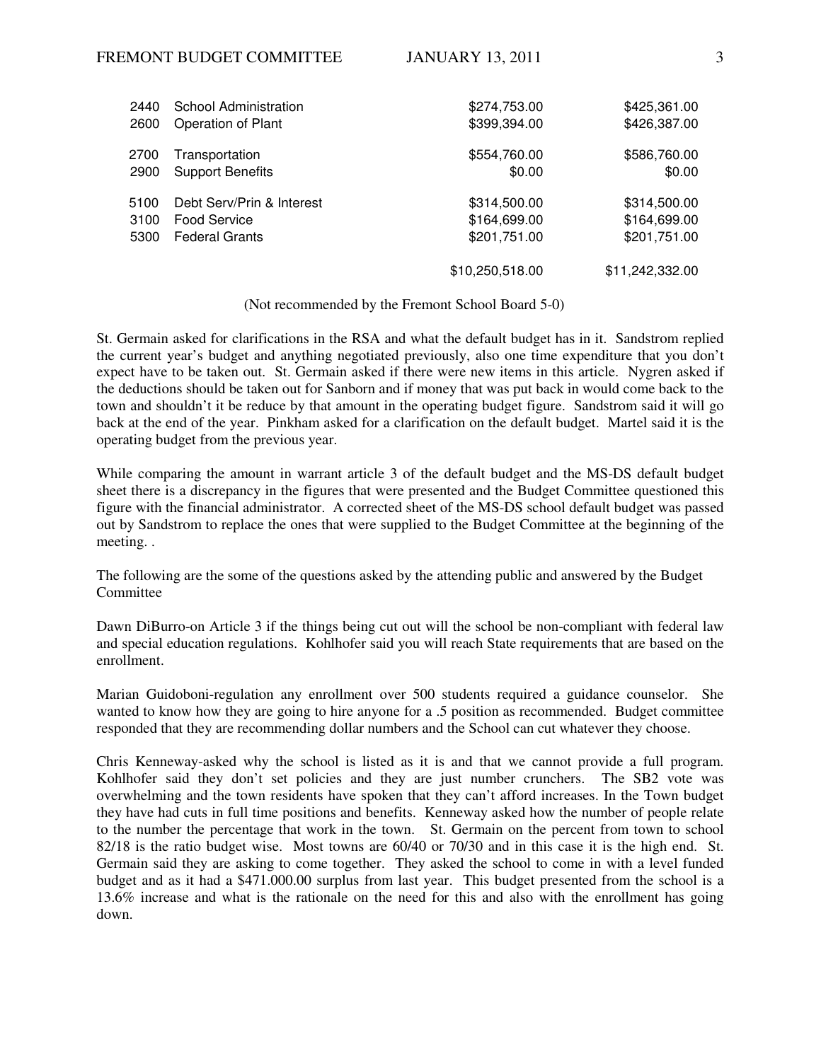| | | | |
|---|---|---|---|
| 2440 | School Administration | $274,753.00 | $425,361.00 |
| 2600 | Operation of Plant | $399,394.00 | $426,387.00 |
| 2700 | Transportation | $554,760.00 | $586,760.00 |
| 2900 | Support Benefits | $0.00 | $0.00 |
| 5100 | Debt Serv/Prin & Interest | $314,500.00 | $314,500.00 |
| 3100 | Food Service | $164,699.00 | $164,699.00 |
| 5300 | Federal Grants | $201,751.00 | $201,751.00 |
| | | $10,250,518.00 | $11,242,332.00 |

(Not recommended by the Fremont School Board 5-0)

St. Germain asked for clarifications in the RSA and what the default budget has in it. Sandstrom replied the current year's budget and anything negotiated previously, also one time expenditure that you don't expect have to be taken out. St. Germain asked if there were new items in this article. Nygren asked if the deductions should be taken out for Sanborn and if money that was put back in would come back to the town and shouldn't it be reduce by that amount in the operating budget figure. Sandstrom said it will go back at the end of the year. Pinkham asked for a clarification on the default budget. Martel said it is the operating budget from the previous year.

While comparing the amount in warrant article 3 of the default budget and the MS-DS default budget sheet there is a discrepancy in the figures that were presented and the Budget Committee questioned this figure with the financial administrator. A corrected sheet of the MS-DS school default budget was passed out by Sandstrom to replace the ones that were supplied to the Budget Committee at the beginning of the meeting. .

The following are the some of the questions asked by the attending public and answered by the Budget Committee

Dawn DiBurro-on Article 3 if the things being cut out will the school be non-compliant with federal law and special education regulations. Kohlhofer said you will reach State requirements that are based on the enrollment.

Marian Guidoboni-regulation any enrollment over 500 students required a guidance counselor. She wanted to know how they are going to hire anyone for a .5 position as recommended. Budget committee responded that they are recommending dollar numbers and the School can cut whatever they choose.

Chris Kenneway-asked why the school is listed as it is and that we cannot provide a full program. Kohlhofer said they don't set policies and they are just number crunchers. The SB2 vote was overwhelming and the town residents have spoken that they can't afford increases. In the Town budget they have had cuts in full time positions and benefits. Kenneway asked how the number of people relate to the number the percentage that work in the town. St. Germain on the percent from town to school 82/18 is the ratio budget wise. Most towns are 60/40 or 70/30 and in this case it is the high end. St. Germain said they are asking to come together. They asked the school to come in with a level funded budget and as it had a $471.000.00 surplus from last year. This budget presented from the school is a 13.6% increase and what is the rationale on the need for this and also with the enrollment has going down.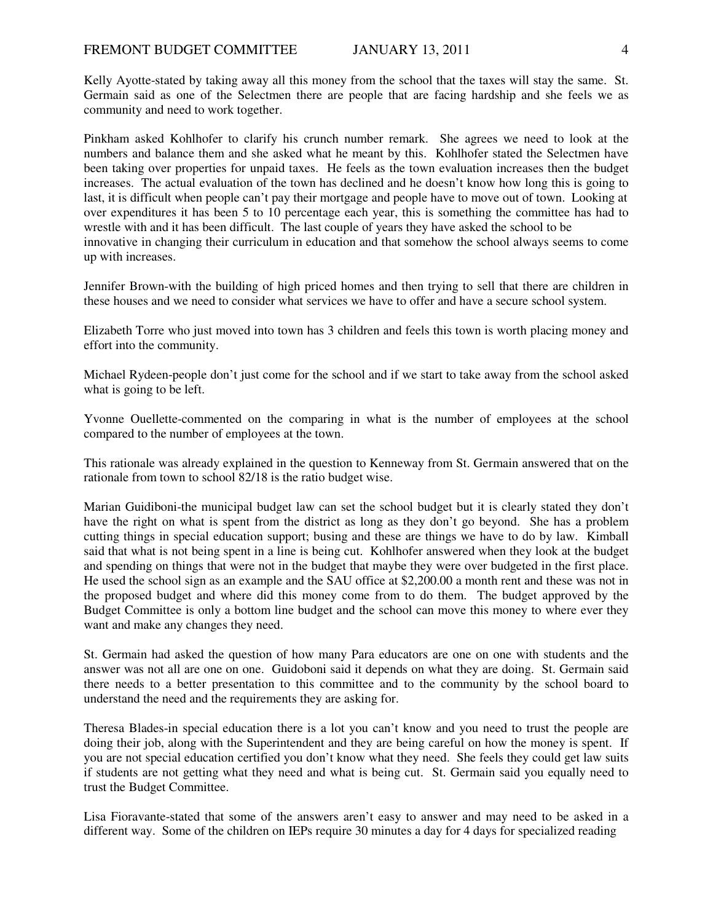Kelly Ayotte-stated by taking away all this money from the school that the taxes will stay the same. St. Germain said as one of the Selectmen there are people that are facing hardship and she feels we as community and need to work together.

Pinkham asked Kohlhofer to clarify his crunch number remark. She agrees we need to look at the numbers and balance them and she asked what he meant by this. Kohlhofer stated the Selectmen have been taking over properties for unpaid taxes. He feels as the town evaluation increases then the budget increases. The actual evaluation of the town has declined and he doesn't know how long this is going to last, it is difficult when people can't pay their mortgage and people have to move out of town. Looking at over expenditures it has been 5 to 10 percentage each year, this is something the committee has had to wrestle with and it has been difficult. The last couple of years they have asked the school to be innovative in changing their curriculum in education and that somehow the school always seems to come up with increases.

Jennifer Brown-with the building of high priced homes and then trying to sell that there are children in these houses and we need to consider what services we have to offer and have a secure school system.

Elizabeth Torre who just moved into town has 3 children and feels this town is worth placing money and effort into the community.

Michael Rydeen-people don't just come for the school and if we start to take away from the school asked what is going to be left.

Yvonne Ouellette-commented on the comparing in what is the number of employees at the school compared to the number of employees at the town.

This rationale was already explained in the question to Kenneway from St. Germain answered that on the rationale from town to school 82/18 is the ratio budget wise.

Marian Guidiboni-the municipal budget law can set the school budget but it is clearly stated they don't have the right on what is spent from the district as long as they don't go beyond. She has a problem cutting things in special education support; busing and these are things we have to do by law. Kimball said that what is not being spent in a line is being cut. Kohlhofer answered when they look at the budget and spending on things that were not in the budget that maybe they were over budgeted in the first place. He used the school sign as an example and the SAU office at $2,200.00 a month rent and these was not in the proposed budget and where did this money come from to do them. The budget approved by the Budget Committee is only a bottom line budget and the school can move this money to where ever they want and make any changes they need.

St. Germain had asked the question of how many Para educators are one on one with students and the answer was not all are one on one. Guidoboni said it depends on what they are doing. St. Germain said there needs to a better presentation to this committee and to the community by the school board to understand the need and the requirements they are asking for.

Theresa Blades-in special education there is a lot you can't know and you need to trust the people are doing their job, along with the Superintendent and they are being careful on how the money is spent. If you are not special education certified you don't know what they need. She feels they could get law suits if students are not getting what they need and what is being cut. St. Germain said you equally need to trust the Budget Committee.

Lisa Fioravante-stated that some of the answers aren't easy to answer and may need to be asked in a different way. Some of the children on IEPs require 30 minutes a day for 4 days for specialized reading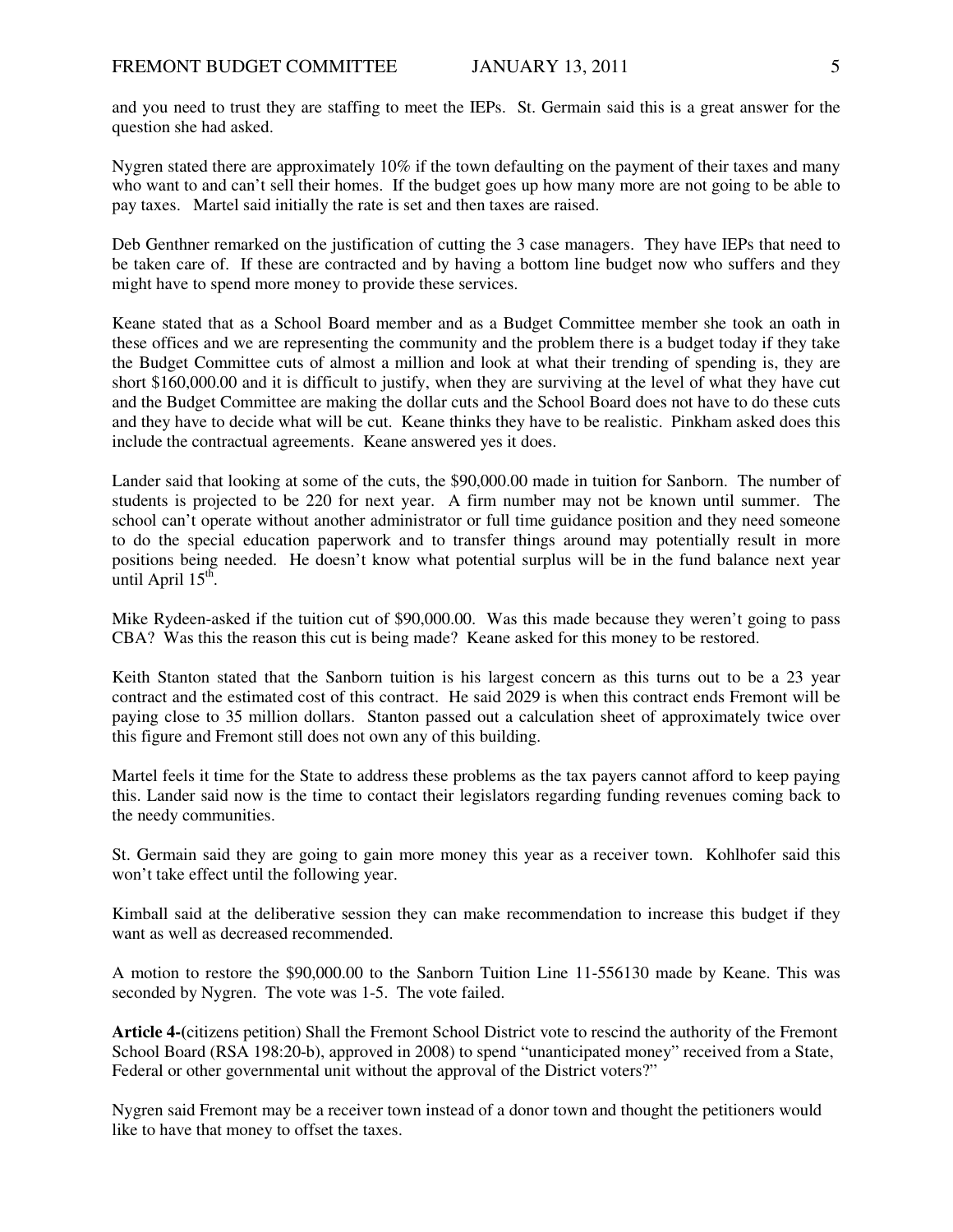and you need to trust they are staffing to meet the IEPs. St. Germain said this is a great answer for the question she had asked.

Nygren stated there are approximately 10% if the town defaulting on the payment of their taxes and many who want to and can't sell their homes. If the budget goes up how many more are not going to be able to pay taxes. Martel said initially the rate is set and then taxes are raised.

Deb Genthner remarked on the justification of cutting the 3 case managers. They have IEPs that need to be taken care of. If these are contracted and by having a bottom line budget now who suffers and they might have to spend more money to provide these services.

Keane stated that as a School Board member and as a Budget Committee member she took an oath in these offices and we are representing the community and the problem there is a budget today if they take the Budget Committee cuts of almost a million and look at what their trending of spending is, they are short $160,000.00 and it is difficult to justify, when they are surviving at the level of what they have cut and the Budget Committee are making the dollar cuts and the School Board does not have to do these cuts and they have to decide what will be cut. Keane thinks they have to be realistic. Pinkham asked does this include the contractual agreements. Keane answered yes it does.

Lander said that looking at some of the cuts, the $90,000.00 made in tuition for Sanborn. The number of students is projected to be 220 for next year. A firm number may not be known until summer. The school can't operate without another administrator or full time guidance position and they need someone to do the special education paperwork and to transfer things around may potentially result in more positions being needed. He doesn't know what potential surplus will be in the fund balance next year until April 15th.

Mike Rydeen-asked if the tuition cut of $90,000.00. Was this made because they weren't going to pass CBA? Was this the reason this cut is being made? Keane asked for this money to be restored.

Keith Stanton stated that the Sanborn tuition is his largest concern as this turns out to be a 23 year contract and the estimated cost of this contract. He said 2029 is when this contract ends Fremont will be paying close to 35 million dollars. Stanton passed out a calculation sheet of approximately twice over this figure and Fremont still does not own any of this building.

Martel feels it time for the State to address these problems as the tax payers cannot afford to keep paying this. Lander said now is the time to contact their legislators regarding funding revenues coming back to the needy communities.

St. Germain said they are going to gain more money this year as a receiver town. Kohlhofer said this won't take effect until the following year.

Kimball said at the deliberative session they can make recommendation to increase this budget if they want as well as decreased recommended.

A motion to restore the $90,000.00 to the Sanborn Tuition Line 11-556130 made by Keane. This was seconded by Nygren. The vote was 1-5. The vote failed.

**Article 4-**(citizens petition) Shall the Fremont School District vote to rescind the authority of the Fremont School Board (RSA 198:20-b), approved in 2008) to spend "unanticipated money" received from a State, Federal or other governmental unit without the approval of the District voters?"

Nygren said Fremont may be a receiver town instead of a donor town and thought the petitioners would like to have that money to offset the taxes.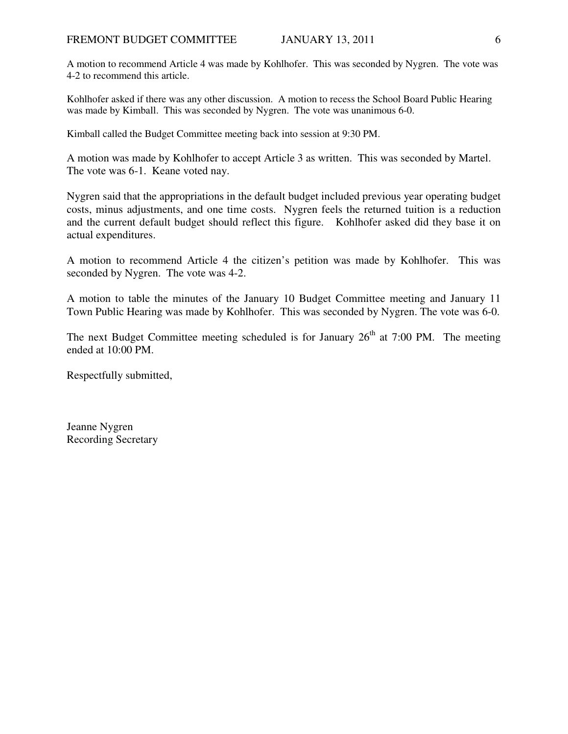A motion to recommend Article 4 was made by Kohlhofer. This was seconded by Nygren. The vote was 4-2 to recommend this article.

Kohlhofer asked if there was any other discussion. A motion to recess the School Board Public Hearing was made by Kimball. This was seconded by Nygren. The vote was unanimous 6-0.

Kimball called the Budget Committee meeting back into session at 9:30 PM.

A motion was made by Kohlhofer to accept Article 3 as written. This was seconded by Martel. The vote was 6-1. Keane voted nay.

Nygren said that the appropriations in the default budget included previous year operating budget costs, minus adjustments, and one time costs. Nygren feels the returned tuition is a reduction and the current default budget should reflect this figure. Kohlhofer asked did they base it on actual expenditures.

A motion to recommend Article 4 the citizen's petition was made by Kohlhofer. This was seconded by Nygren. The vote was 4-2.

A motion to table the minutes of the January 10 Budget Committee meeting and January 11 Town Public Hearing was made by Kohlhofer. This was seconded by Nygren. The vote was 6-0.

The next Budget Committee meeting scheduled is for January 26th at 7:00 PM. The meeting ended at 10:00 PM.

Respectfully submitted,

Jeanne Nygren
Recording Secretary